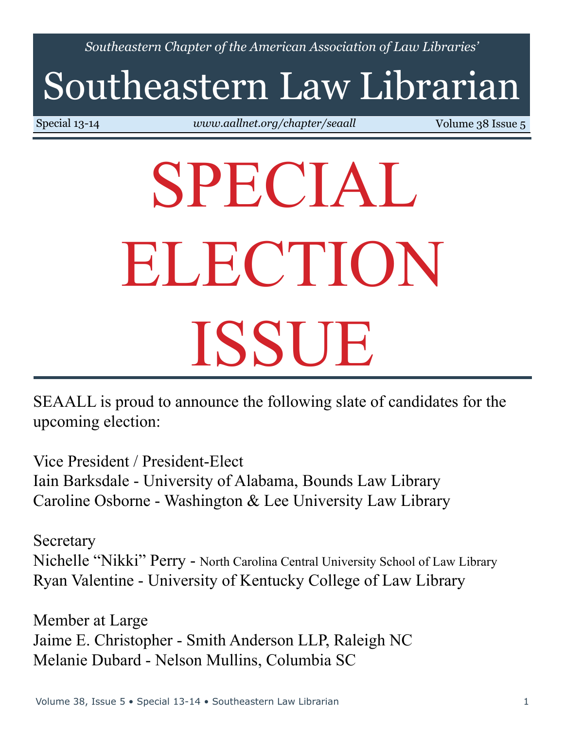*Southeastern Chapter of the American Association of Law Libraries'*

# Southeastern Law Librarian

Special 13-14 | *www.aallnet.org/chapter/seaall* | Volume 38 Issue 5

# SPECIAL ELECTION ISSUE

SEAALL is proud to announce the following slate of candidates for the upcoming election:

Vice President / President-Elect
Iain Barksdale - University of Alabama, Bounds Law Library
Caroline Osborne - Washington & Lee University Law Library

Secretary
Nichelle "Nikki" Perry - North Carolina Central University School of Law Library
Ryan Valentine - University of Kentucky College of Law Library

Member at Large
Jaime E. Christopher - Smith Anderson LLP, Raleigh NC
Melanie Dubard - Nelson Mullins, Columbia SC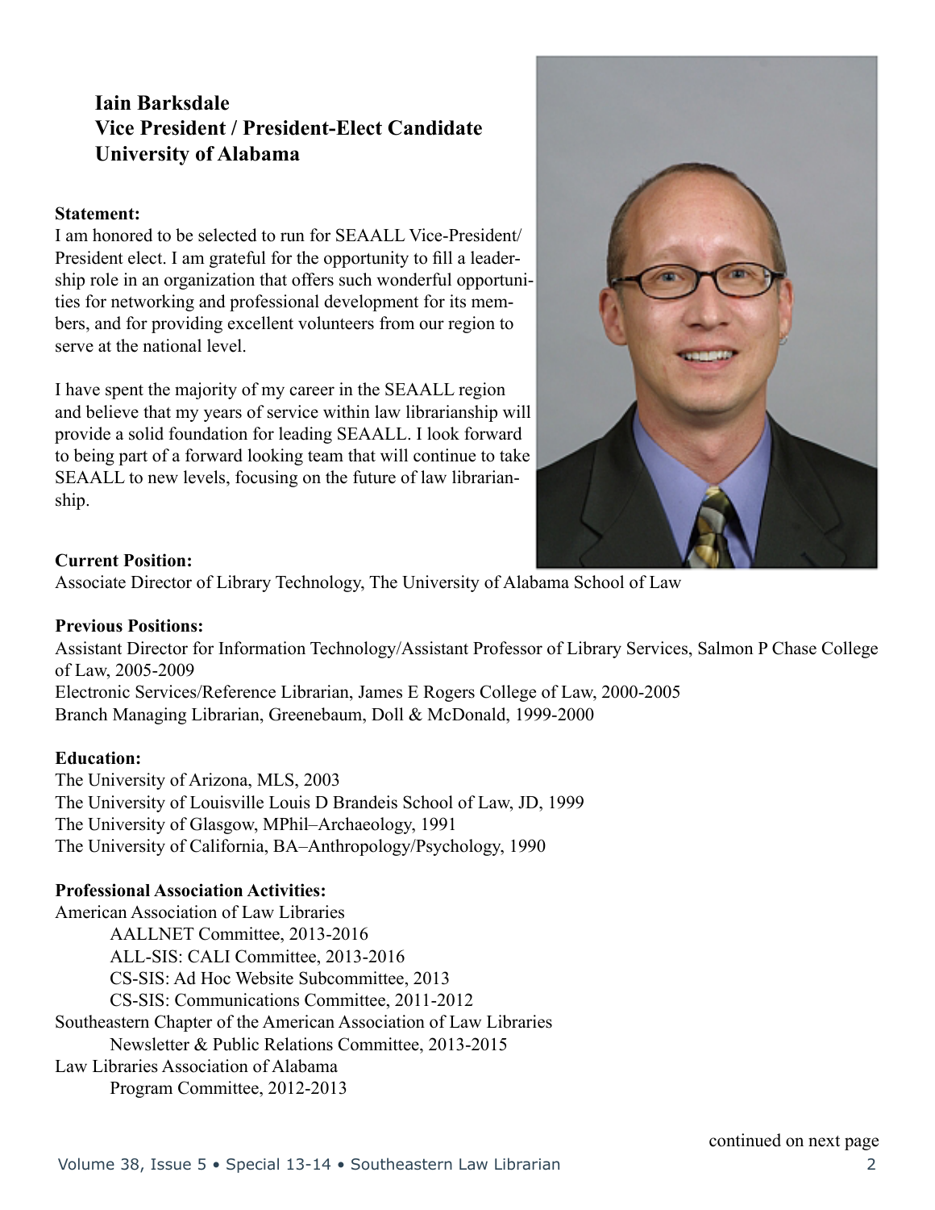**Iain Barksdale**
**Vice President / President-Elect Candidate**
**University of Alabama**

**Statement:**

I am honored to be selected to run for SEAALL Vice-President/ President elect. I am grateful for the opportunity to fill a leadership role in an organization that offers such wonderful opportunities for networking and professional development for its members, and for providing excellent volunteers from our region to serve at the national level.

I have spent the majority of my career in the SEAALL region and believe that my years of service within law librarianship will provide a solid foundation for leading SEAALL. I look forward to being part of a forward looking team that will continue to take SEAALL to new levels, focusing on the future of law librarianship.

**Current Position:**

Associate Director of Library Technology, The University of Alabama School of Law

**Previous Positions:**

Assistant Director for Information Technology/Assistant Professor of Library Services, Salmon P Chase College of Law, 2005-2009
Electronic Services/Reference Librarian, James E Rogers College of Law, 2000-2005
Branch Managing Librarian, Greenebaum, Doll & McDonald, 1999-2000

**Education:**

The University of Arizona, MLS, 2003
The University of Louisville Louis D Brandeis School of Law, JD, 1999
The University of Glasgow, MPhil–Archaeology, 1991
The University of California, BA–Anthropology/Psychology, 1990

**Professional Association Activities:**

American Association of Law Libraries
- AALLNET Committee, 2013-2016
- ALL-SIS: CALI Committee, 2013-2016
- CS-SIS: Ad Hoc Website Subcommittee, 2013
- CS-SIS: Communications Committee, 2011-2012

Southeastern Chapter of the American Association of Law Libraries
- Newsletter & Public Relations Committee, 2013-2015

Law Libraries Association of Alabama
- Program Committee, 2012-2013

continued on next page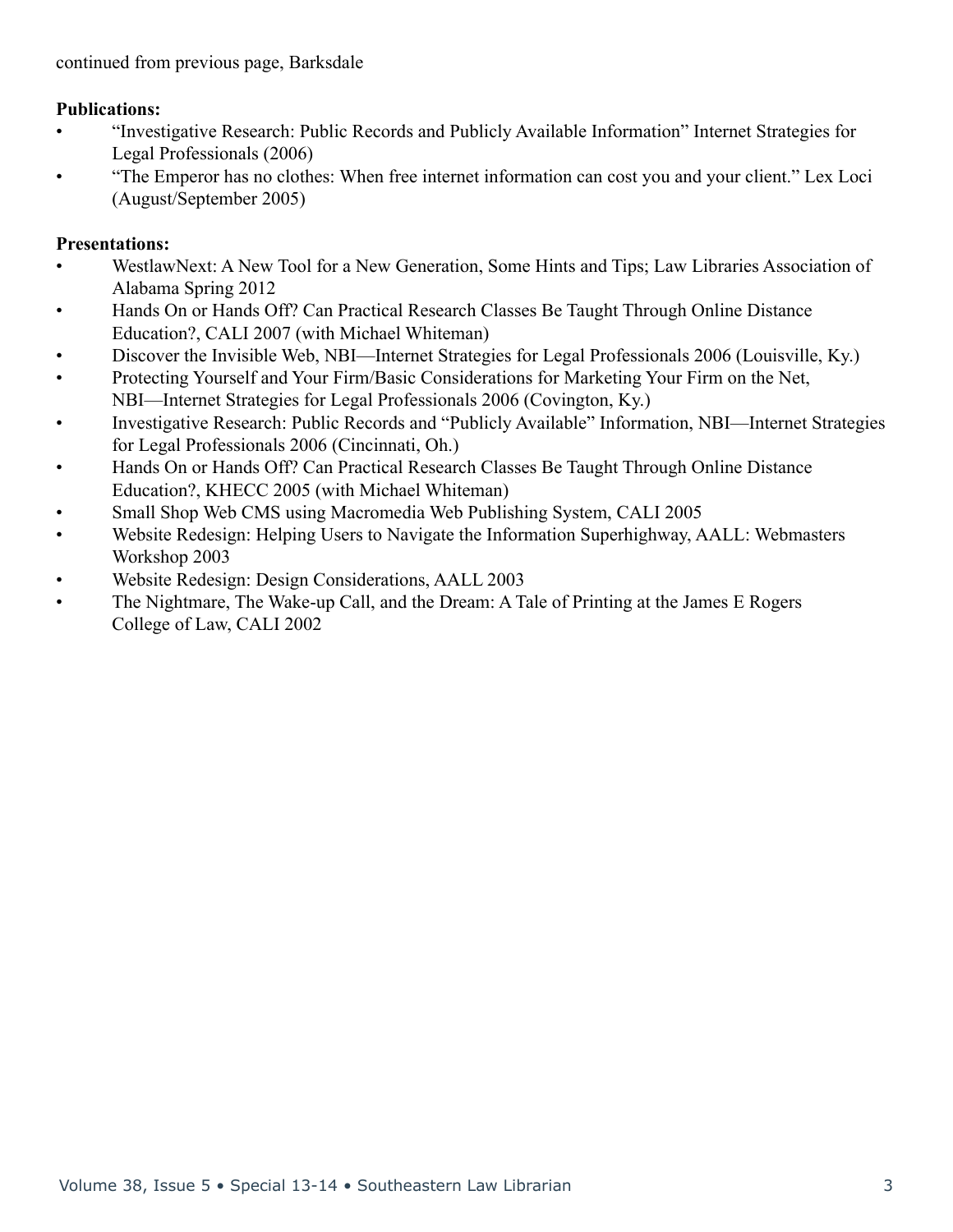continued from previous page, Barksdale

**Publications:**

- "Investigative Research: Public Records and Publicly Available Information" Internet Strategies for Legal Professionals (2006)
- "The Emperor has no clothes: When free internet information can cost you and your client." Lex Loci (August/September 2005)

**Presentations:**

- WestlawNext: A New Tool for a New Generation, Some Hints and Tips; Law Libraries Association of Alabama Spring 2012
- Hands On or Hands Off? Can Practical Research Classes Be Taught Through Online Distance Education?, CALI 2007 (with Michael Whiteman)
- Discover the Invisible Web, NBI—Internet Strategies for Legal Professionals 2006 (Louisville, Ky.)
- Protecting Yourself and Your Firm/Basic Considerations for Marketing Your Firm on the Net, NBI—Internet Strategies for Legal Professionals 2006 (Covington, Ky.)
- Investigative Research: Public Records and "Publicly Available" Information, NBI—Internet Strategies for Legal Professionals 2006 (Cincinnati, Oh.)
- Hands On or Hands Off? Can Practical Research Classes Be Taught Through Online Distance Education?, KHECC 2005 (with Michael Whiteman)
- Small Shop Web CMS using Macromedia Web Publishing System, CALI 2005
- Website Redesign: Helping Users to Navigate the Information Superhighway, AALL: Webmasters Workshop 2003
- Website Redesign: Design Considerations, AALL 2003
- The Nightmare, The Wake-up Call, and the Dream: A Tale of Printing at the James E Rogers College of Law, CALI 2002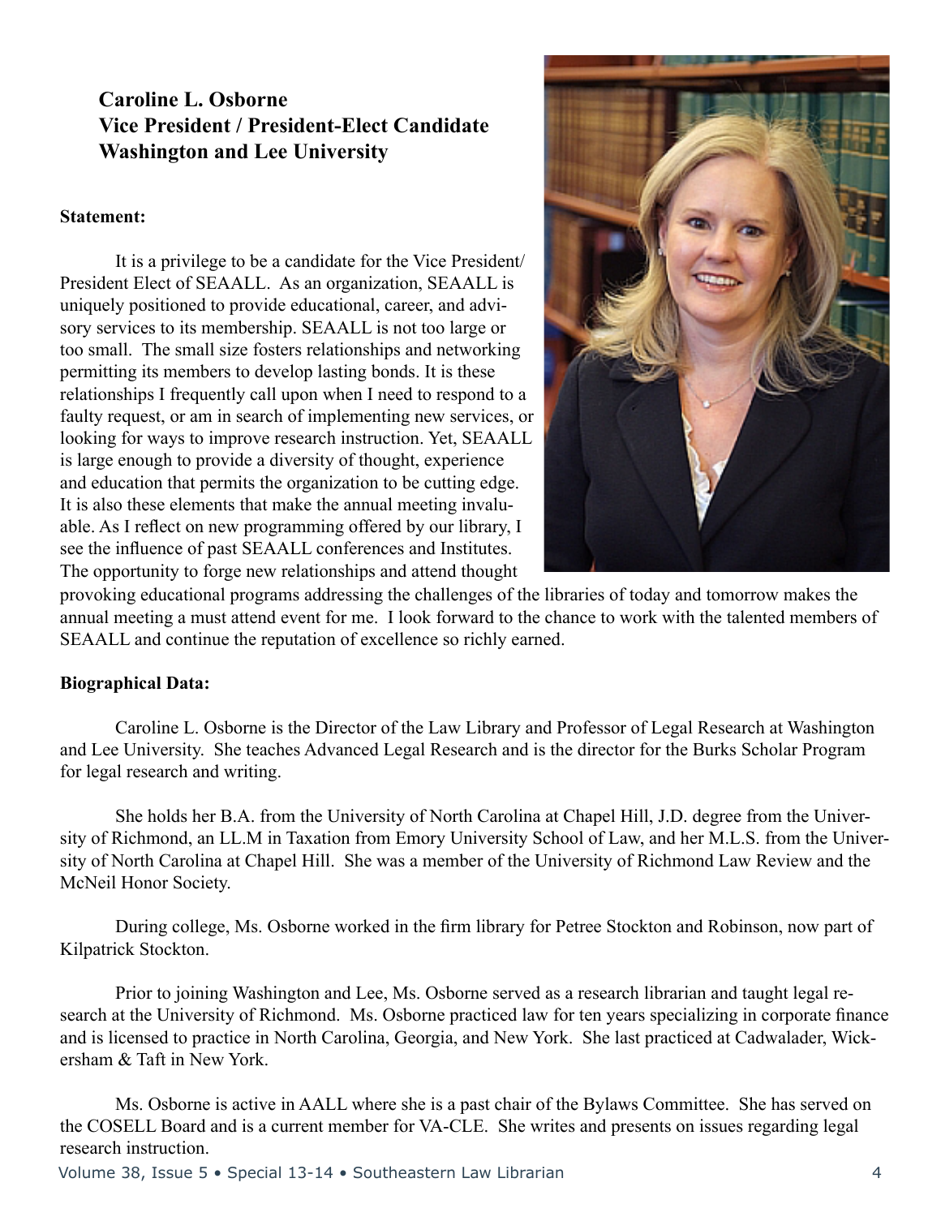**Caroline L. Osborne**
**Vice President / President-Elect Candidate**
**Washington and Lee University**

**Statement:**

It is a privilege to be a candidate for the Vice President/ President Elect of SEAALL. As an organization, SEAALL is uniquely positioned to provide educational, career, and advisory services to its membership. SEAALL is not too large or too small. The small size fosters relationships and networking permitting its members to develop lasting bonds. It is these relationships I frequently call upon when I need to respond to a faulty request, or am in search of implementing new services, or looking for ways to improve research instruction. Yet, SEAALL is large enough to provide a diversity of thought, experience and education that permits the organization to be cutting edge. It is also these elements that make the annual meeting invaluable. As I reflect on new programming offered by our library, I see the influence of past SEAALL conferences and Institutes. The opportunity to forge new relationships and attend thought provoking educational programs addressing the challenges of the libraries of today and tomorrow makes the annual meeting a must attend event for me. I look forward to the chance to work with the talented members of SEAALL and continue the reputation of excellence so richly earned.

**Biographical Data:**

Caroline L. Osborne is the Director of the Law Library and Professor of Legal Research at Washington and Lee University. She teaches Advanced Legal Research and is the director for the Burks Scholar Program for legal research and writing.

She holds her B.A. from the University of North Carolina at Chapel Hill, J.D. degree from the University of Richmond, an LL.M in Taxation from Emory University School of Law, and her M.L.S. from the University of North Carolina at Chapel Hill. She was a member of the University of Richmond Law Review and the McNeil Honor Society.

During college, Ms. Osborne worked in the firm library for Petree Stockton and Robinson, now part of Kilpatrick Stockton.

Prior to joining Washington and Lee, Ms. Osborne served as a research librarian and taught legal research at the University of Richmond. Ms. Osborne practiced law for ten years specializing in corporate finance and is licensed to practice in North Carolina, Georgia, and New York. She last practiced at Cadwalader, Wickersham & Taft in New York.

Ms. Osborne is active in AALL where she is a past chair of the Bylaws Committee. She has served on the COSELL Board and is a current member for VA-CLE. She writes and presents on issues regarding legal research instruction.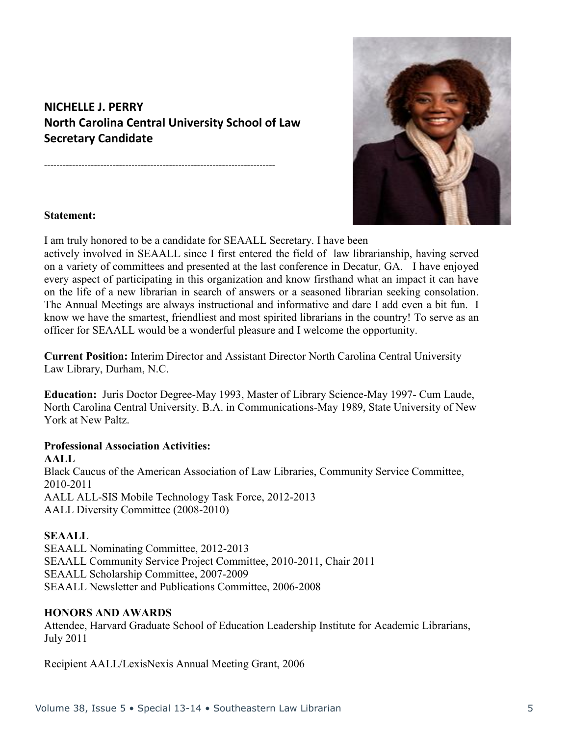## NICHELLE J. PERRY
## North Carolina Central University School of Law
## Secretary Candidate

---

**Statement:**

I am truly honored to be a candidate for SEAALL Secretary. I have been actively involved in SEAALL since I first entered the field of law librarianship, having served on a variety of committees and presented at the last conference in Decatur, GA. I have enjoyed every aspect of participating in this organization and know firsthand what an impact it can have on the life of a new librarian in search of answers or a seasoned librarian seeking consolation. The Annual Meetings are always instructional and informative and dare I add even a bit fun. I know we have the smartest, friendliest and most spirited librarians in the country! To serve as an officer for SEAALL would be a wonderful pleasure and I welcome the opportunity.

**Current Position:** Interim Director and Assistant Director North Carolina Central University Law Library, Durham, N.C.

**Education:** Juris Doctor Degree-May 1993, Master of Library Science-May 1997- Cum Laude, North Carolina Central University. B.A. in Communications-May 1989, State University of New York at New Paltz.

**Professional Association Activities:**

**AALL**

Black Caucus of the American Association of Law Libraries, Community Service Committee, 2010-2011
AALL ALL-SIS Mobile Technology Task Force, 2012-2013
AALL Diversity Committee (2008-2010)

**SEAALL**

SEAALL Nominating Committee, 2012-2013
SEAALL Community Service Project Committee, 2010-2011, Chair 2011
SEAALL Scholarship Committee, 2007-2009
SEAALL Newsletter and Publications Committee, 2006-2008

**HONORS AND AWARDS**

Attendee, Harvard Graduate School of Education Leadership Institute for Academic Librarians, July 2011

Recipient AALL/LexisNexis Annual Meeting Grant, 2006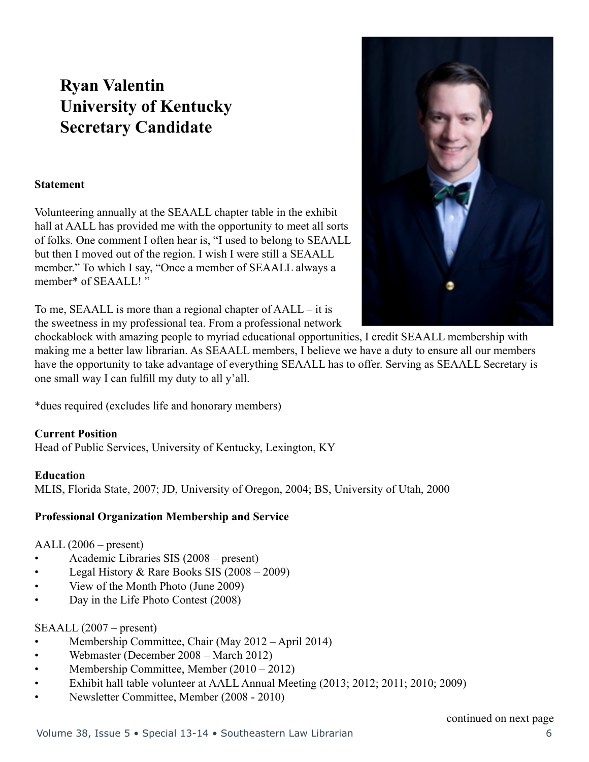# Ryan Valentin
# University of Kentucky
# Secretary Candidate

**Statement**

Volunteering annually at the SEAALL chapter table in the exhibit hall at AALL has provided me with the opportunity to meet all sorts of folks. One comment I often hear is, "I used to belong to SEAALL but then I moved out of the region. I wish I were still a SEAALL member." To which I say, "Once a member of SEAALL always a member* of SEAALL! "

To me, SEAALL is more than a regional chapter of AALL – it is the sweetness in my professional tea. From a professional network chockablock with amazing people to myriad educational opportunities, I credit SEAALL membership with making me a better law librarian. As SEAALL members, I believe we have a duty to ensure all our members have the opportunity to take advantage of everything SEAALL has to offer. Serving as SEAALL Secretary is one small way I can fulfill my duty to all y'all.

*dues required (excludes life and honorary members)

**Current Position**

Head of Public Services, University of Kentucky, Lexington, KY

**Education**

MLIS, Florida State, 2007; JD, University of Oregon, 2004; BS, University of Utah, 2000

**Professional Organization Membership and Service**

AALL (2006 – present)

- Academic Libraries SIS (2008 – present)
- Legal History & Rare Books SIS (2008 – 2009)
- View of the Month Photo (June 2009)
- Day in the Life Photo Contest (2008)

SEAALL (2007 – present)

- Membership Committee, Chair (May 2012 – April 2014)
- Webmaster (December 2008 – March 2012)
- Membership Committee, Member (2010 – 2012)
- Exhibit hall table volunteer at AALL Annual Meeting (2013; 2012; 2011; 2010; 2009)
- Newsletter Committee, Member (2008 - 2010)

continued on next page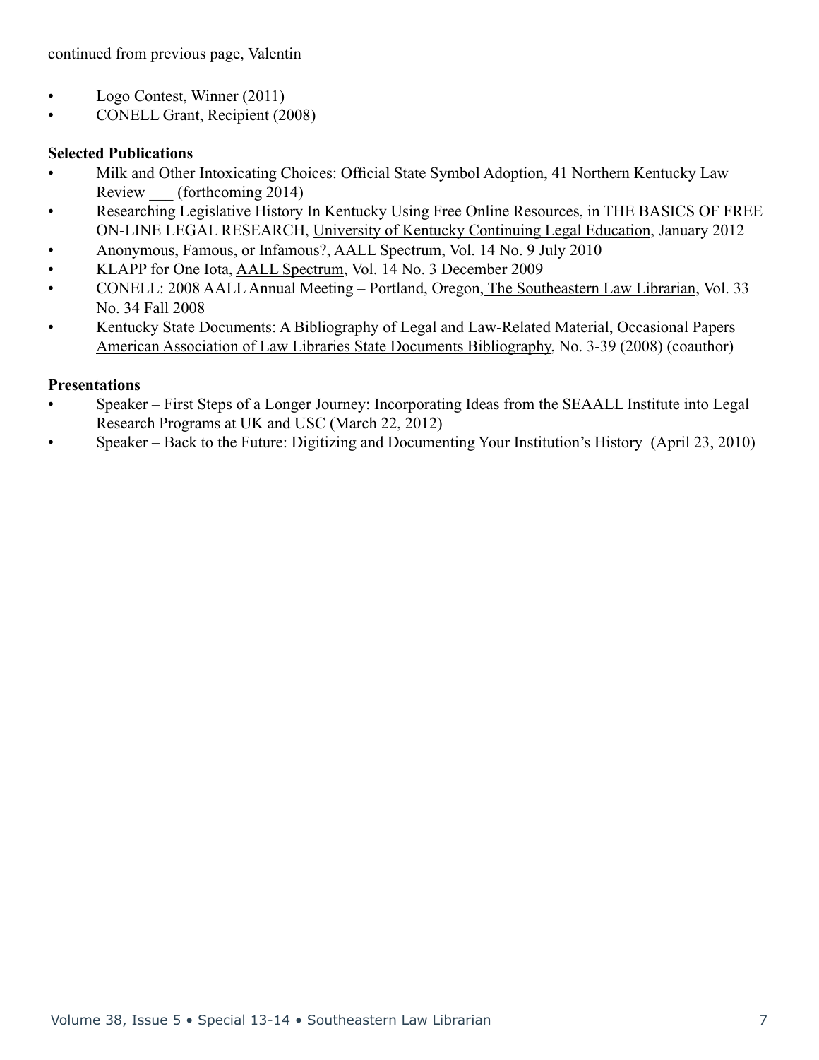continued from previous page, Valentin

- Logo Contest, Winner (2011)
- CONELL Grant, Recipient (2008)

**Selected Publications**

- Milk and Other Intoxicating Choices: Official State Symbol Adoption, 41 Northern Kentucky Law Review ___ (forthcoming 2014)
- Researching Legislative History In Kentucky Using Free Online Resources, in THE BASICS OF FREE ON-LINE LEGAL RESEARCH, University of Kentucky Continuing Legal Education, January 2012
- Anonymous, Famous, or Infamous?, AALL Spectrum, Vol. 14 No. 9 July 2010
- KLAPP for One Iota, AALL Spectrum, Vol. 14 No. 3 December 2009
- CONELL: 2008 AALL Annual Meeting – Portland, Oregon, The Southeastern Law Librarian, Vol. 33 No. 34 Fall 2008
- Kentucky State Documents: A Bibliography of Legal and Law-Related Material, Occasional Papers American Association of Law Libraries State Documents Bibliography, No. 3-39 (2008) (coauthor)

**Presentations**

- Speaker – First Steps of a Longer Journey: Incorporating Ideas from the SEAALL Institute into Legal Research Programs at UK and USC (March 22, 2012)
- Speaker – Back to the Future: Digitizing and Documenting Your Institution's History (April 23, 2010)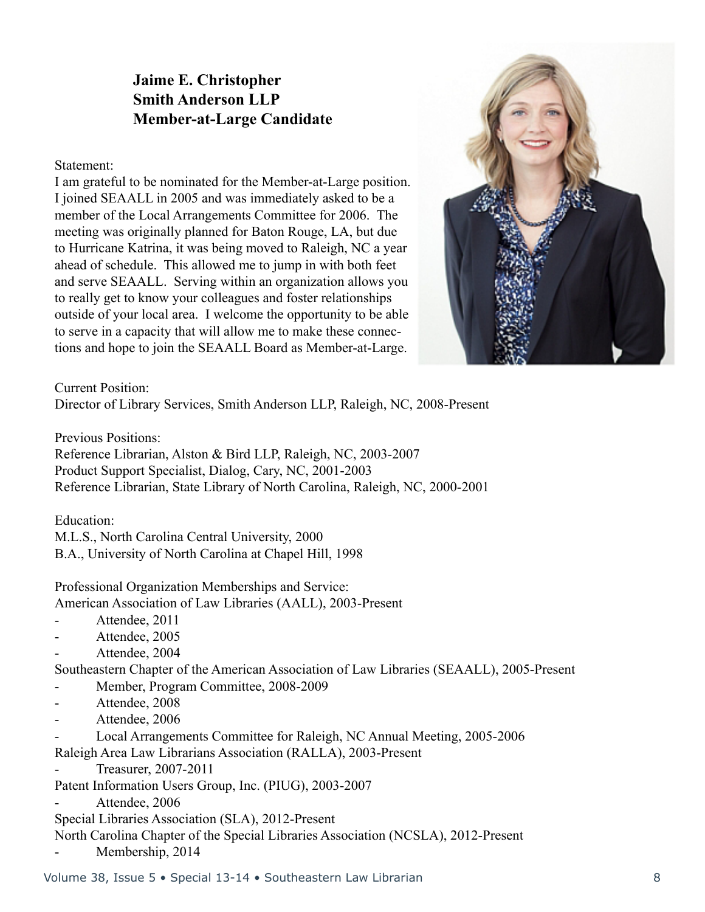**Jaime E. Christopher**
**Smith Anderson LLP**
**Member-at-Large Candidate**

Statement:
I am grateful to be nominated for the Member-at-Large position. I joined SEAALL in 2005 and was immediately asked to be a member of the Local Arrangements Committee for 2006. The meeting was originally planned for Baton Rouge, LA, but due to Hurricane Katrina, it was being moved to Raleigh, NC a year ahead of schedule. This allowed me to jump in with both feet and serve SEAALL. Serving within an organization allows you to really get to know your colleagues and foster relationships outside of your local area. I welcome the opportunity to be able to serve in a capacity that will allow me to make these connections and hope to join the SEAALL Board as Member-at-Large.

Current Position:
Director of Library Services, Smith Anderson LLP, Raleigh, NC, 2008-Present

Previous Positions:
Reference Librarian, Alston & Bird LLP, Raleigh, NC, 2003-2007
Product Support Specialist, Dialog, Cary, NC, 2001-2003
Reference Librarian, State Library of North Carolina, Raleigh, NC, 2000-2001

Education:
M.L.S., North Carolina Central University, 2000
B.A., University of North Carolina at Chapel Hill, 1998

Professional Organization Memberships and Service:
American Association of Law Libraries (AALL), 2003-Present
- Attendee, 2011
- Attendee, 2005
- Attendee, 2004

Southeastern Chapter of the American Association of Law Libraries (SEAALL), 2005-Present
- Member, Program Committee, 2008-2009
- Attendee, 2008
- Attendee, 2006
- Local Arrangements Committee for Raleigh, NC Annual Meeting, 2005-2006

Raleigh Area Law Librarians Association (RALLA), 2003-Present
- Treasurer, 2007-2011

Patent Information Users Group, Inc. (PIUG), 2003-2007
- Attendee, 2006

Special Libraries Association (SLA), 2012-Present

North Carolina Chapter of the Special Libraries Association (NCSLA), 2012-Present
- Membership, 2014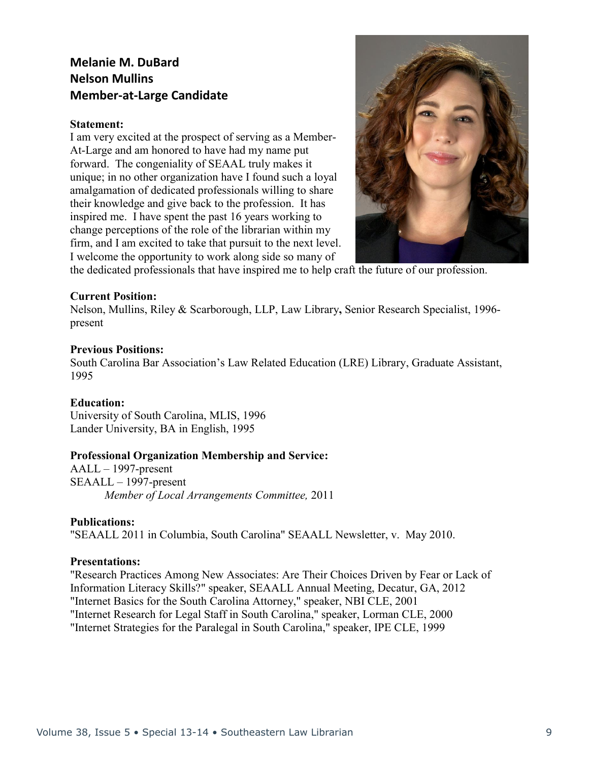## Melanie M. DuBard
## Nelson Mullins
## Member-at-Large Candidate

**Statement:**
I am very excited at the prospect of serving as a Member-At-Large and am honored to have had my name put forward. The congeniality of SEAAL truly makes it unique; in no other organization have I found such a loyal amalgamation of dedicated professionals willing to share their knowledge and give back to the profession. It has inspired me. I have spent the past 16 years working to change perceptions of the role of the librarian within my firm, and I am excited to take that pursuit to the next level. I welcome the opportunity to work along side so many of the dedicated professionals that have inspired me to help craft the future of our profession.

**Current Position:**
Nelson, Mullins, Riley & Scarborough, LLP, Law Library**,** Senior Research Specialist, 1996-present

**Previous Positions:**
South Carolina Bar Association's Law Related Education (LRE) Library, Graduate Assistant, 1995

**Education:**
University of South Carolina, MLIS, 1996
Lander University, BA in English, 1995

**Professional Organization Membership and Service:**
AALL – 1997-present
SEAALL – 1997-present
*Member of Local Arrangements Committee,* 2011

**Publications:**
"SEAALL 2011 in Columbia, South Carolina" SEAALL Newsletter, v. May 2010.

**Presentations:**
"Research Practices Among New Associates: Are Their Choices Driven by Fear or Lack of Information Literacy Skills?" speaker, SEAALL Annual Meeting, Decatur, GA, 2012
"Internet Basics for the South Carolina Attorney," speaker, NBI CLE, 2001
"Internet Research for Legal Staff in South Carolina," speaker, Lorman CLE, 2000
"Internet Strategies for the Paralegal in South Carolina," speaker, IPE CLE, 1999